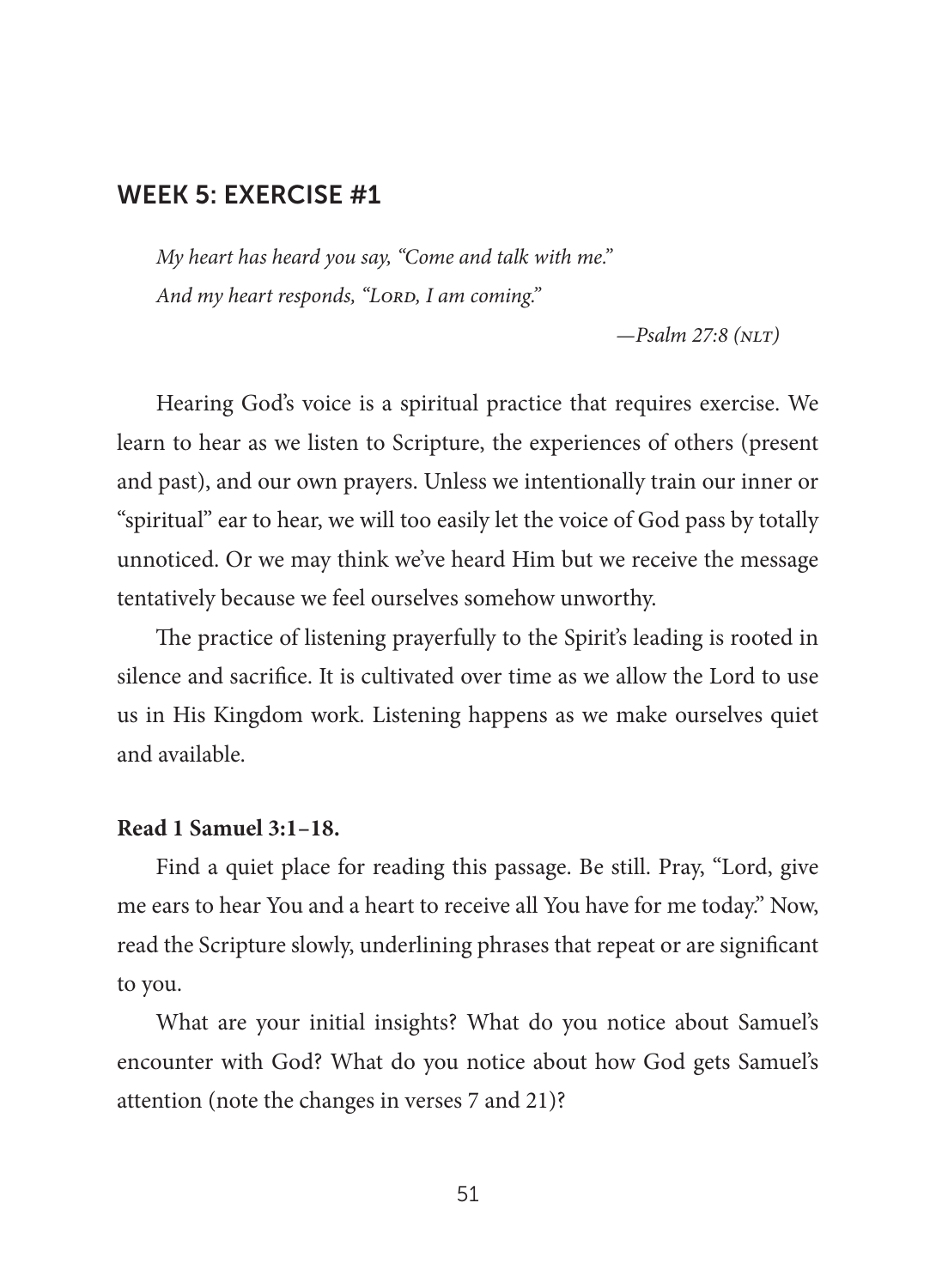## WEEK 5: EXERCISE #1

> *My heart has heard you say, "Come and talk with me."*
> *And my heart responds, "LORD, I am coming."*
>
> *—Psalm 27:8 (NLT)*

Hearing God's voice is a spiritual practice that requires exercise. We learn to hear as we listen to Scripture, the experiences of others (present and past), and our own prayers. Unless we intentionally train our inner or "spiritual" ear to hear, we will too easily let the voice of God pass by totally unnoticed. Or we may think we've heard Him but we receive the message tentatively because we feel ourselves somehow unworthy.

The practice of listening prayerfully to the Spirit's leading is rooted in silence and sacrifice. It is cultivated over time as we allow the Lord to use us in His Kingdom work. Listening happens as we make ourselves quiet and available.

**Read 1 Samuel 3:1–18.**

Find a quiet place for reading this passage. Be still. Pray, "Lord, give me ears to hear You and a heart to receive all You have for me today." Now, read the Scripture slowly, underlining phrases that repeat or are significant to you.

What are your initial insights? What do you notice about Samuel's encounter with God? What do you notice about how God gets Samuel's attention (note the changes in verses 7 and 21)?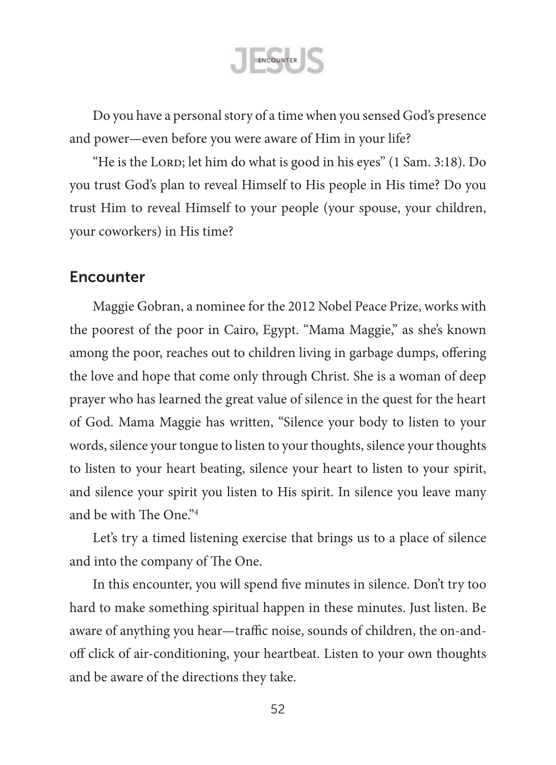Do you have a personal story of a time when you sensed God's presence and power—even before you were aware of Him in your life?

"He is the LORD; let him do what is good in his eyes" (1 Sam. 3:18). Do you trust God's plan to reveal Himself to His people in His time? Do you trust Him to reveal Himself to your people (your spouse, your children, your coworkers) in His time?

## Encounter

Maggie Gobran, a nominee for the 2012 Nobel Peace Prize, works with the poorest of the poor in Cairo, Egypt. "Mama Maggie," as she's known among the poor, reaches out to children living in garbage dumps, offering the love and hope that come only through Christ. She is a woman of deep prayer who has learned the great value of silence in the quest for the heart of God. Mama Maggie has written, "Silence your body to listen to your words, silence your tongue to listen to your thoughts, silence your thoughts to listen to your heart beating, silence your heart to listen to your spirit, and silence your spirit you listen to His spirit. In silence you leave many and be with The One."[4]

Let's try a timed listening exercise that brings us to a place of silence and into the company of The One.

In this encounter, you will spend five minutes in silence. Don't try too hard to make something spiritual happen in these minutes. Just listen. Be aware of anything you hear—traffic noise, sounds of children, the on-and-off click of air-conditioning, your heartbeat. Listen to your own thoughts and be aware of the directions they take.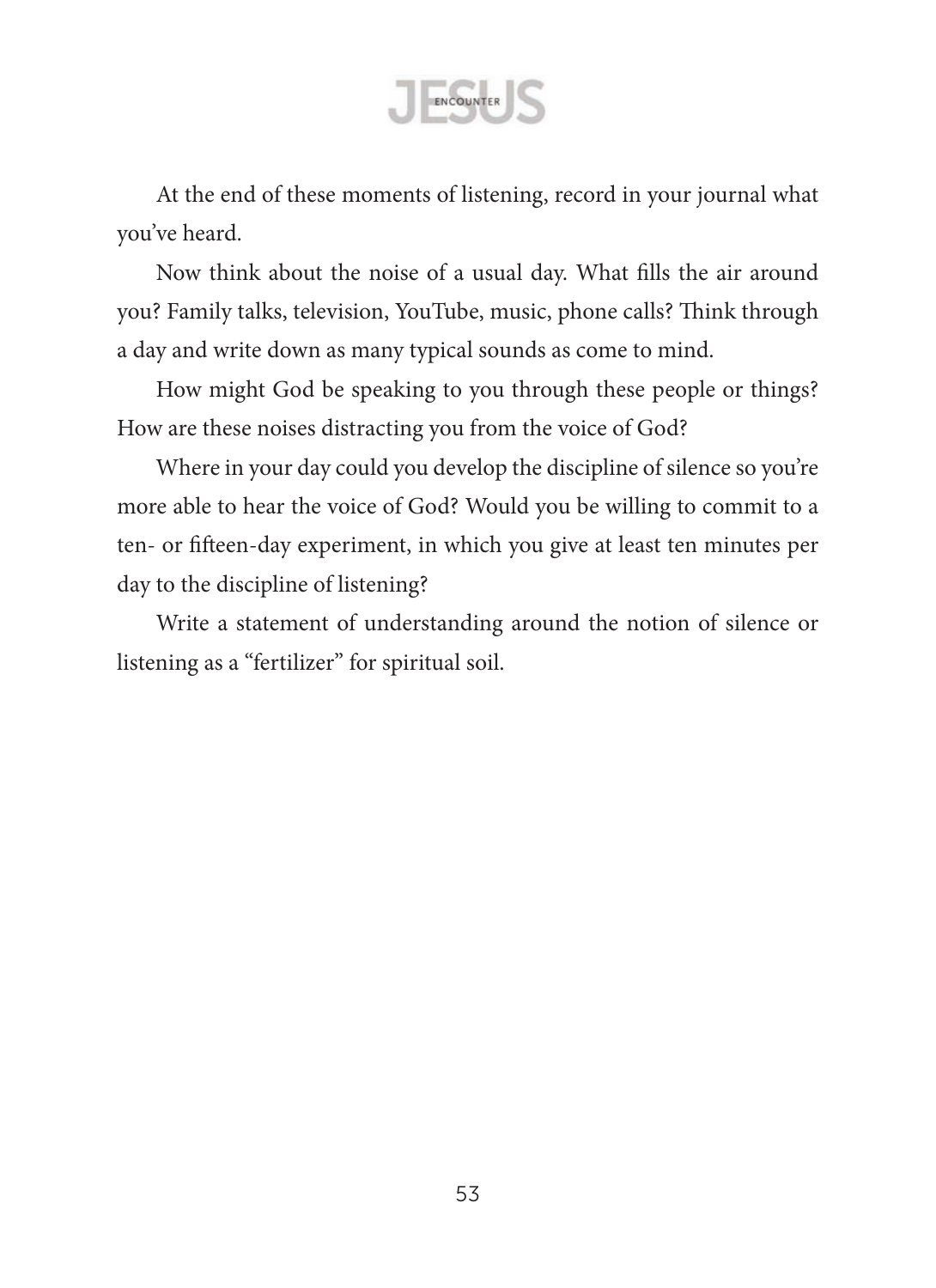At the end of these moments of listening, record in your journal what you've heard.

Now think about the noise of a usual day. What fills the air around you? Family talks, television, YouTube, music, phone calls? Think through a day and write down as many typical sounds as come to mind.

How might God be speaking to you through these people or things? How are these noises distracting you from the voice of God?

Where in your day could you develop the discipline of silence so you're more able to hear the voice of God? Would you be willing to commit to a ten- or fifteen-day experiment, in which you give at least ten minutes per day to the discipline of listening?

Write a statement of understanding around the notion of silence or listening as a "fertilizer" for spiritual soil.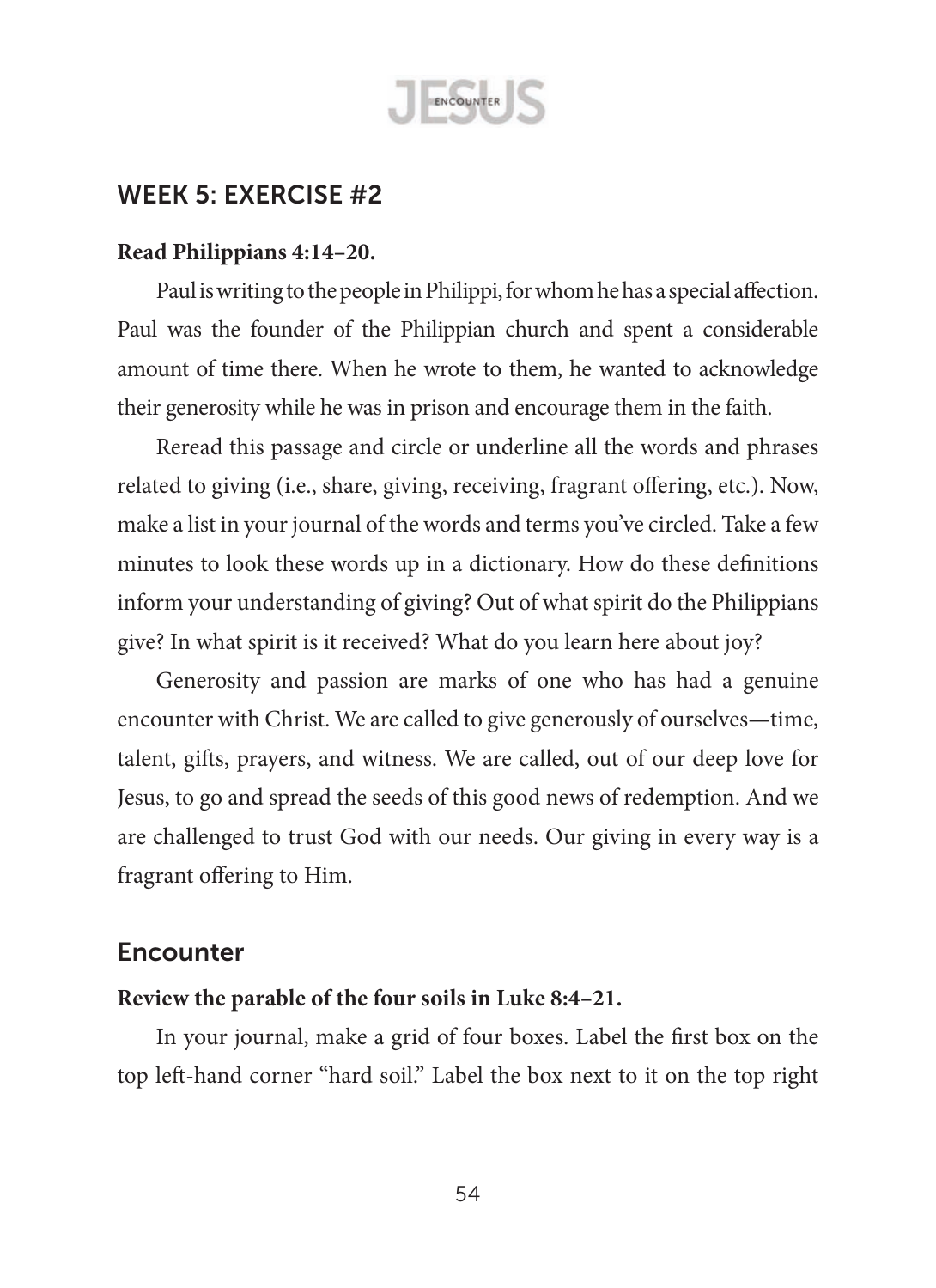## WEEK 5: EXERCISE #2

**Read Philippians 4:14–20.**

Paul is writing to the people in Philippi, for whom he has a special affection. Paul was the founder of the Philippian church and spent a considerable amount of time there. When he wrote to them, he wanted to acknowledge their generosity while he was in prison and encourage them in the faith.

Reread this passage and circle or underline all the words and phrases related to giving (i.e., share, giving, receiving, fragrant offering, etc.). Now, make a list in your journal of the words and terms you've circled. Take a few minutes to look these words up in a dictionary. How do these definitions inform your understanding of giving? Out of what spirit do the Philippians give? In what spirit is it received? What do you learn here about joy?

Generosity and passion are marks of one who has had a genuine encounter with Christ. We are called to give generously of ourselves—time, talent, gifts, prayers, and witness. We are called, out of our deep love for Jesus, to go and spread the seeds of this good news of redemption. And we are challenged to trust God with our needs. Our giving in every way is a fragrant offering to Him.

## Encounter

**Review the parable of the four soils in Luke 8:4–21.**

In your journal, make a grid of four boxes. Label the first box on the top left-hand corner "hard soil." Label the box next to it on the top right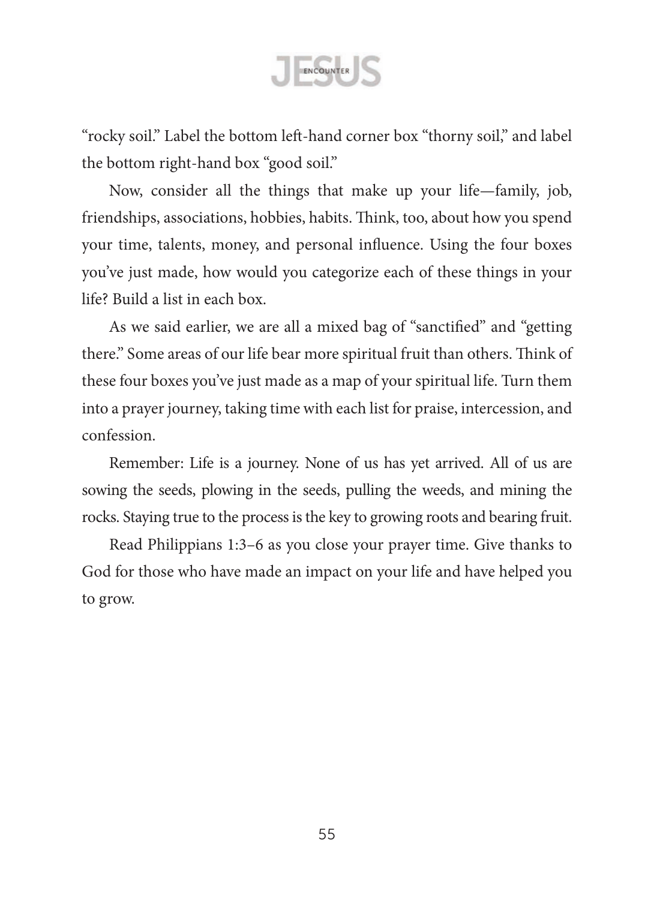"rocky soil." Label the bottom left-hand corner box "thorny soil," and label the bottom right-hand box "good soil."

Now, consider all the things that make up your life—family, job, friendships, associations, hobbies, habits. Think, too, about how you spend your time, talents, money, and personal influence. Using the four boxes you've just made, how would you categorize each of these things in your life? Build a list in each box.

As we said earlier, we are all a mixed bag of "sanctified" and "getting there." Some areas of our life bear more spiritual fruit than others. Think of these four boxes you've just made as a map of your spiritual life. Turn them into a prayer journey, taking time with each list for praise, intercession, and confession.

Remember: Life is a journey. None of us has yet arrived. All of us are sowing the seeds, plowing in the seeds, pulling the weeds, and mining the rocks. Staying true to the process is the key to growing roots and bearing fruit.

Read Philippians 1:3–6 as you close your prayer time. Give thanks to God for those who have made an impact on your life and have helped you to grow.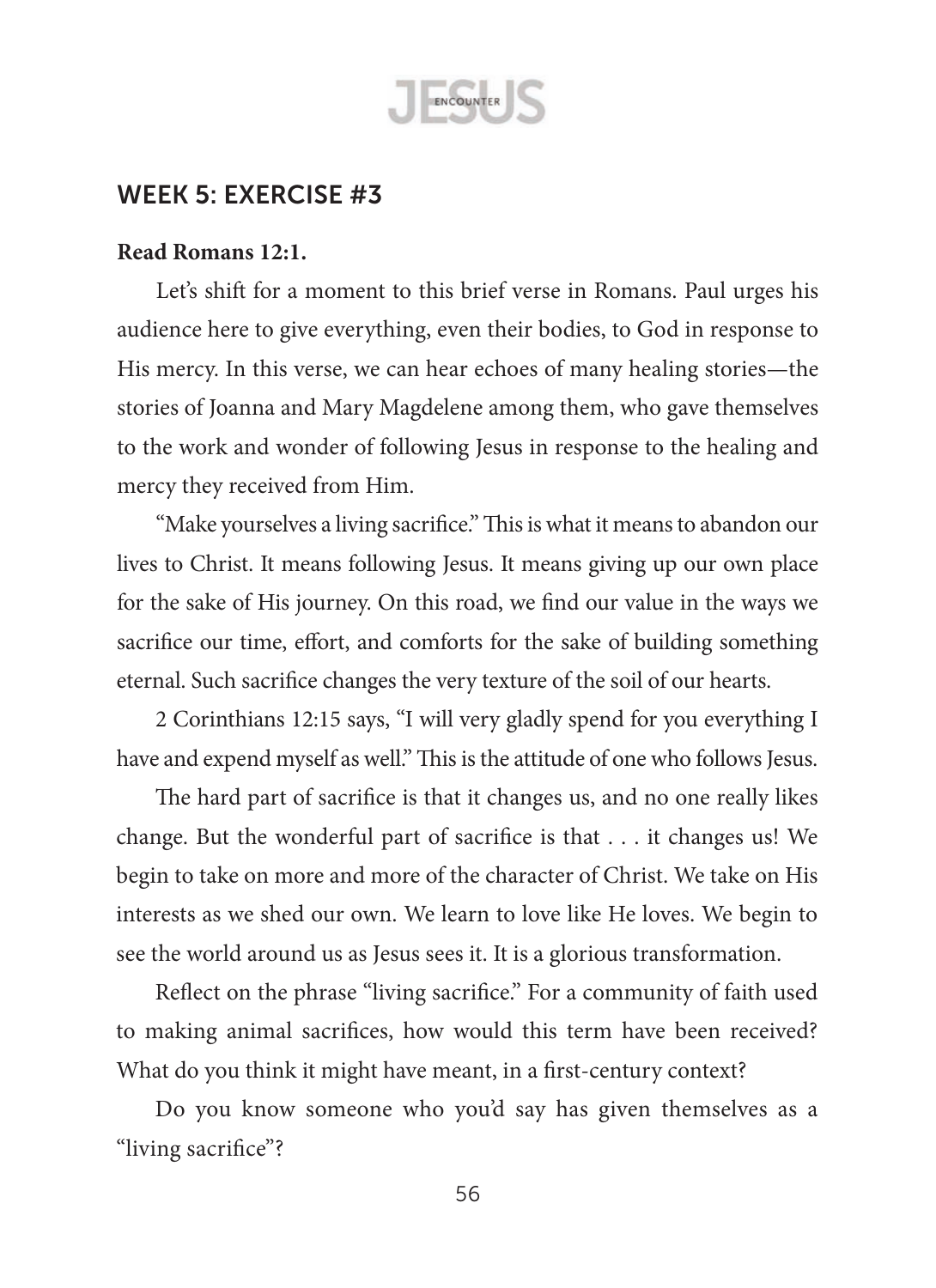## WEEK 5: EXERCISE #3

**Read Romans 12:1.**

Let's shift for a moment to this brief verse in Romans. Paul urges his audience here to give everything, even their bodies, to God in response to His mercy. In this verse, we can hear echoes of many healing stories—the stories of Joanna and Mary Magdelene among them, who gave themselves to the work and wonder of following Jesus in response to the healing and mercy they received from Him.

"Make yourselves a living sacrifice." This is what it means to abandon our lives to Christ. It means following Jesus. It means giving up our own place for the sake of His journey. On this road, we find our value in the ways we sacrifice our time, effort, and comforts for the sake of building something eternal. Such sacrifice changes the very texture of the soil of our hearts.

2 Corinthians 12:15 says, "I will very gladly spend for you everything I have and expend myself as well." This is the attitude of one who follows Jesus.

The hard part of sacrifice is that it changes us, and no one really likes change. But the wonderful part of sacrifice is that . . . it changes us! We begin to take on more and more of the character of Christ. We take on His interests as we shed our own. We learn to love like He loves. We begin to see the world around us as Jesus sees it. It is a glorious transformation.

Reflect on the phrase "living sacrifice." For a community of faith used to making animal sacrifices, how would this term have been received? What do you think it might have meant, in a first-century context?

Do you know someone who you'd say has given themselves as a "living sacrifice"?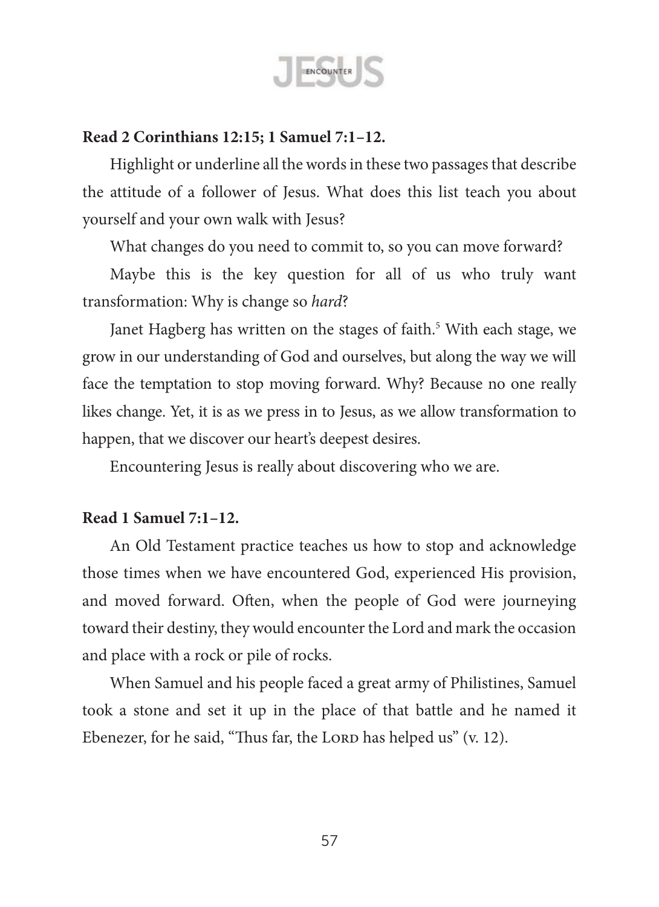**Read 2 Corinthians 12:15; 1 Samuel 7:1–12.**

Highlight or underline all the words in these two passages that describe the attitude of a follower of Jesus. What does this list teach you about yourself and your own walk with Jesus?

What changes do you need to commit to, so you can move forward?

Maybe this is the key question for all of us who truly want transformation: Why is change so *hard*?

Janet Hagberg has written on the stages of faith.[5] With each stage, we grow in our understanding of God and ourselves, but along the way we will face the temptation to stop moving forward. Why? Because no one really likes change. Yet, it is as we press in to Jesus, as we allow transformation to happen, that we discover our heart's deepest desires.

Encountering Jesus is really about discovering who we are.

**Read 1 Samuel 7:1–12.**

An Old Testament practice teaches us how to stop and acknowledge those times when we have encountered God, experienced His provision, and moved forward. Often, when the people of God were journeying toward their destiny, they would encounter the Lord and mark the occasion and place with a rock or pile of rocks.

When Samuel and his people faced a great army of Philistines, Samuel took a stone and set it up in the place of that battle and he named it Ebenezer, for he said, "Thus far, the LORD has helped us" (v. 12).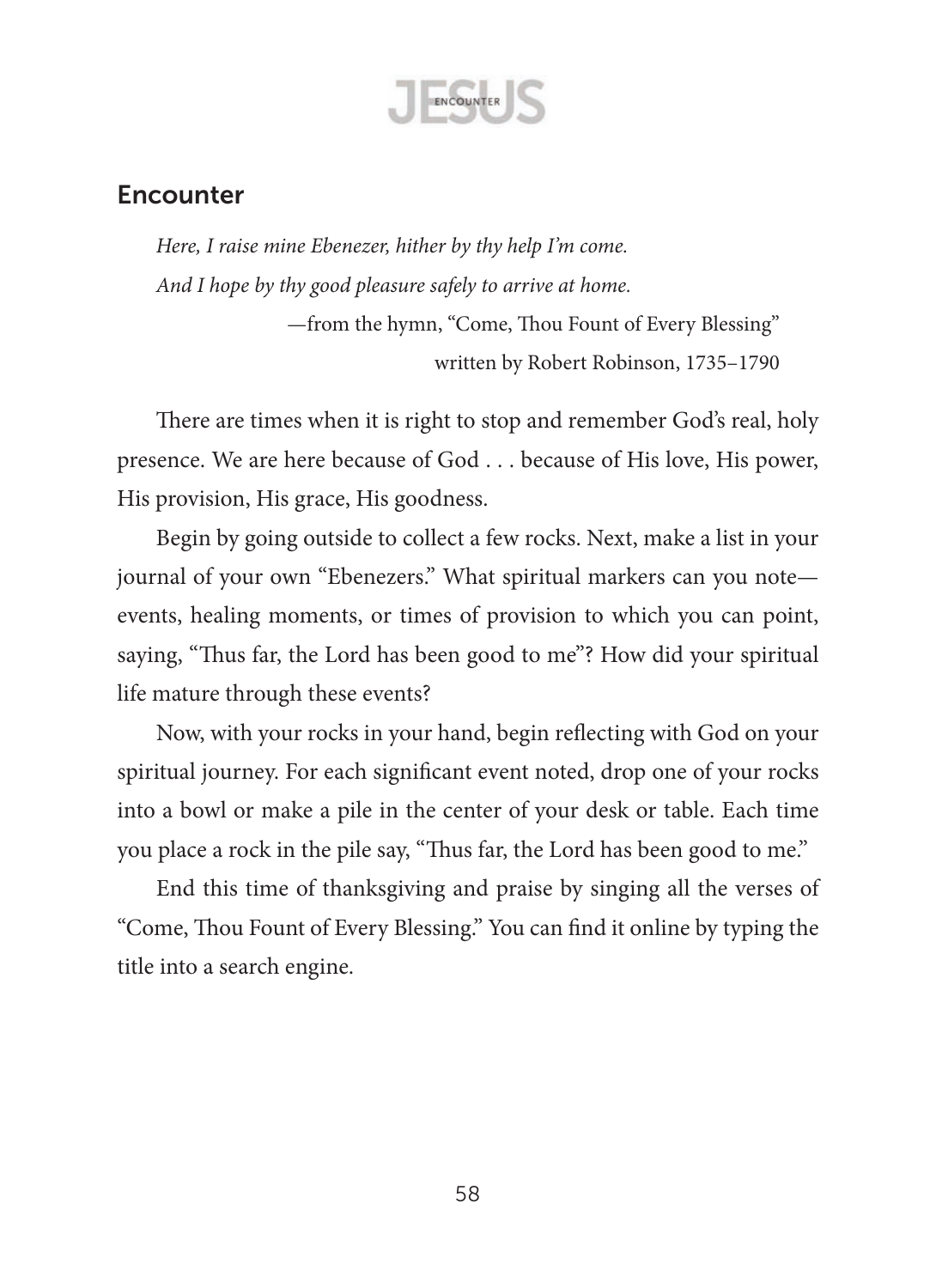## Encounter

*Here, I raise mine Ebenezer, hither by thy help I'm come.*
*And I hope by thy good pleasure safely to arrive at home.*

—from the hymn, "Come, Thou Fount of Every Blessing"
written by Robert Robinson, 1735–1790

There are times when it is right to stop and remember God's real, holy presence. We are here because of God . . . because of His love, His power, His provision, His grace, His goodness.

Begin by going outside to collect a few rocks. Next, make a list in your journal of your own "Ebenezers." What spiritual markers can you note—events, healing moments, or times of provision to which you can point, saying, "Thus far, the Lord has been good to me"? How did your spiritual life mature through these events?

Now, with your rocks in your hand, begin reflecting with God on your spiritual journey. For each significant event noted, drop one of your rocks into a bowl or make a pile in the center of your desk or table. Each time you place a rock in the pile say, "Thus far, the Lord has been good to me."

End this time of thanksgiving and praise by singing all the verses of "Come, Thou Fount of Every Blessing." You can find it online by typing the title into a search engine.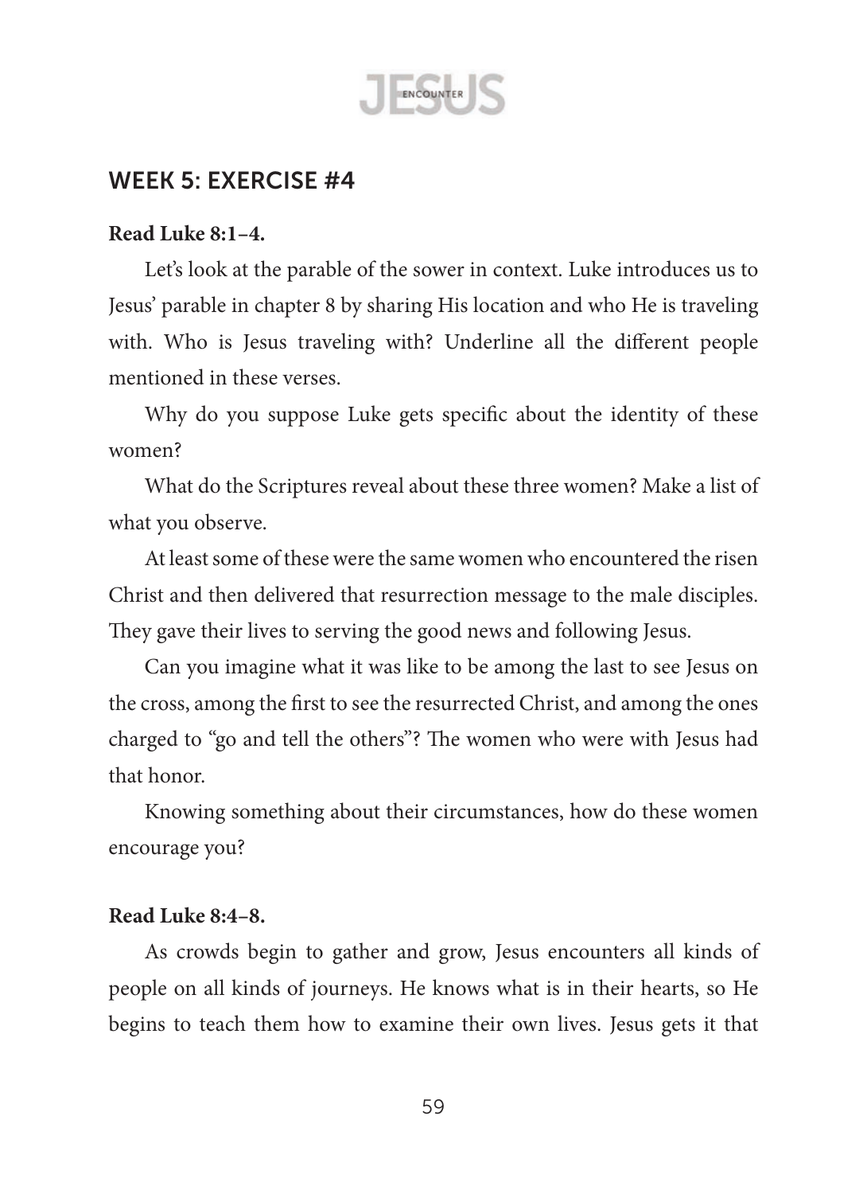## WEEK 5: EXERCISE #4

**Read Luke 8:1–4.**

Let's look at the parable of the sower in context. Luke introduces us to Jesus' parable in chapter 8 by sharing His location and who He is traveling with. Who is Jesus traveling with? Underline all the different people mentioned in these verses.

Why do you suppose Luke gets specific about the identity of these women?

What do the Scriptures reveal about these three women? Make a list of what you observe.

At least some of these were the same women who encountered the risen Christ and then delivered that resurrection message to the male disciples. They gave their lives to serving the good news and following Jesus.

Can you imagine what it was like to be among the last to see Jesus on the cross, among the first to see the resurrected Christ, and among the ones charged to "go and tell the others"? The women who were with Jesus had that honor.

Knowing something about their circumstances, how do these women encourage you?

**Read Luke 8:4–8.**

As crowds begin to gather and grow, Jesus encounters all kinds of people on all kinds of journeys. He knows what is in their hearts, so He begins to teach them how to examine their own lives. Jesus gets it that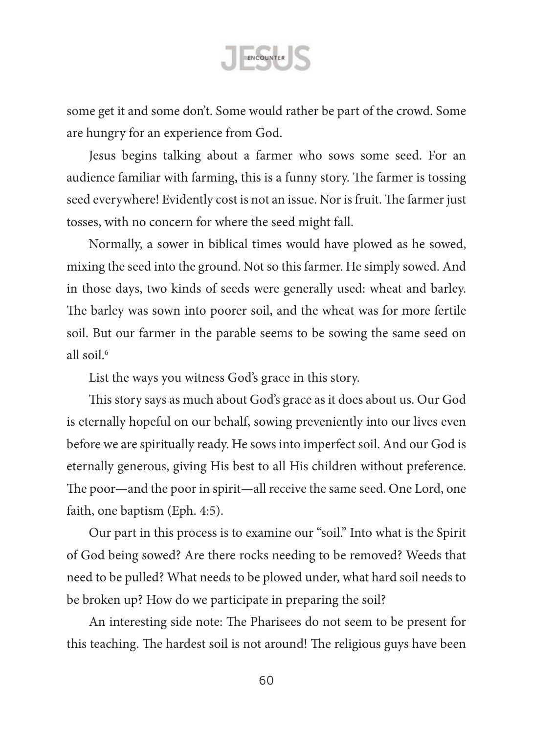some get it and some don't. Some would rather be part of the crowd. Some are hungry for an experience from God.

Jesus begins talking about a farmer who sows some seed. For an audience familiar with farming, this is a funny story. The farmer is tossing seed everywhere! Evidently cost is not an issue. Nor is fruit. The farmer just tosses, with no concern for where the seed might fall.

Normally, a sower in biblical times would have plowed as he sowed, mixing the seed into the ground. Not so this farmer. He simply sowed. And in those days, two kinds of seeds were generally used: wheat and barley. The barley was sown into poorer soil, and the wheat was for more fertile soil. But our farmer in the parable seems to be sowing the same seed on all soil.[6]

List the ways you witness God's grace in this story.

This story says as much about God's grace as it does about us. Our God is eternally hopeful on our behalf, sowing preveniently into our lives even before we are spiritually ready. He sows into imperfect soil. And our God is eternally generous, giving His best to all His children without preference. The poor—and the poor in spirit—all receive the same seed. One Lord, one faith, one baptism (Eph. 4:5).

Our part in this process is to examine our "soil." Into what is the Spirit of God being sowed? Are there rocks needing to be removed? Weeds that need to be pulled? What needs to be plowed under, what hard soil needs to be broken up? How do we participate in preparing the soil?

An interesting side note: The Pharisees do not seem to be present for this teaching. The hardest soil is not around! The religious guys have been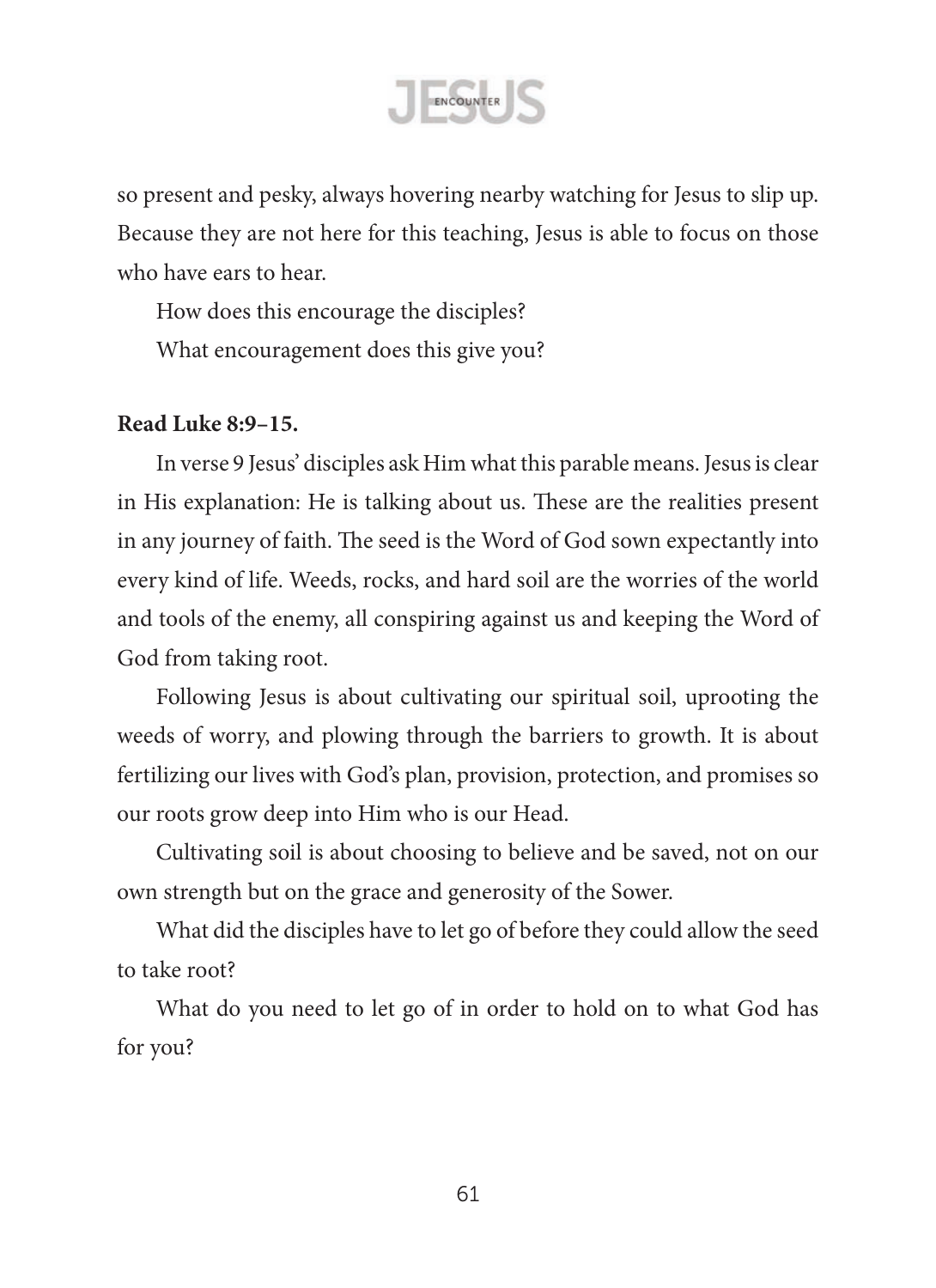so present and pesky, always hovering nearby watching for Jesus to slip up. Because they are not here for this teaching, Jesus is able to focus on those who have ears to hear.

How does this encourage the disciples?

What encouragement does this give you?

**Read Luke 8:9–15.**

In verse 9 Jesus' disciples ask Him what this parable means. Jesus is clear in His explanation: He is talking about us. These are the realities present in any journey of faith. The seed is the Word of God sown expectantly into every kind of life. Weeds, rocks, and hard soil are the worries of the world and tools of the enemy, all conspiring against us and keeping the Word of God from taking root.

Following Jesus is about cultivating our spiritual soil, uprooting the weeds of worry, and plowing through the barriers to growth. It is about fertilizing our lives with God's plan, provision, protection, and promises so our roots grow deep into Him who is our Head.

Cultivating soil is about choosing to believe and be saved, not on our own strength but on the grace and generosity of the Sower.

What did the disciples have to let go of before they could allow the seed to take root?

What do you need to let go of in order to hold on to what God has for you?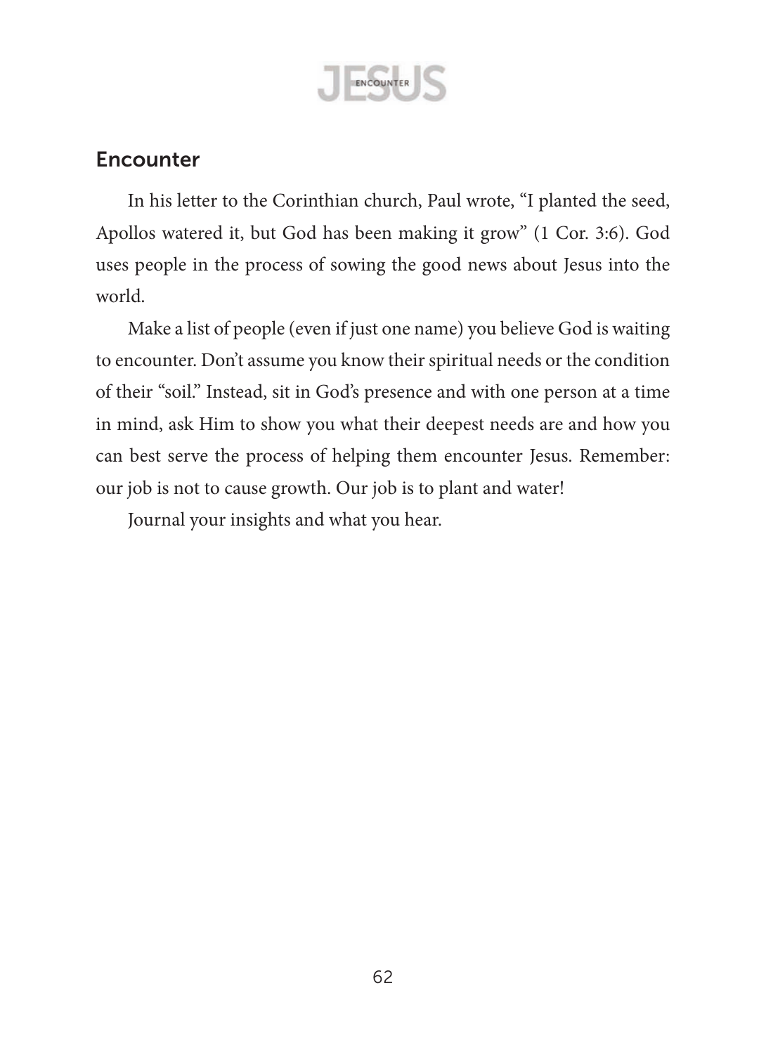## Encounter

In his letter to the Corinthian church, Paul wrote, "I planted the seed, Apollos watered it, but God has been making it grow" (1 Cor. 3:6). God uses people in the process of sowing the good news about Jesus into the world.

Make a list of people (even if just one name) you believe God is waiting to encounter. Don't assume you know their spiritual needs or the condition of their "soil." Instead, sit in God's presence and with one person at a time in mind, ask Him to show you what their deepest needs are and how you can best serve the process of helping them encounter Jesus. Remember: our job is not to cause growth. Our job is to plant and water!

Journal your insights and what you hear.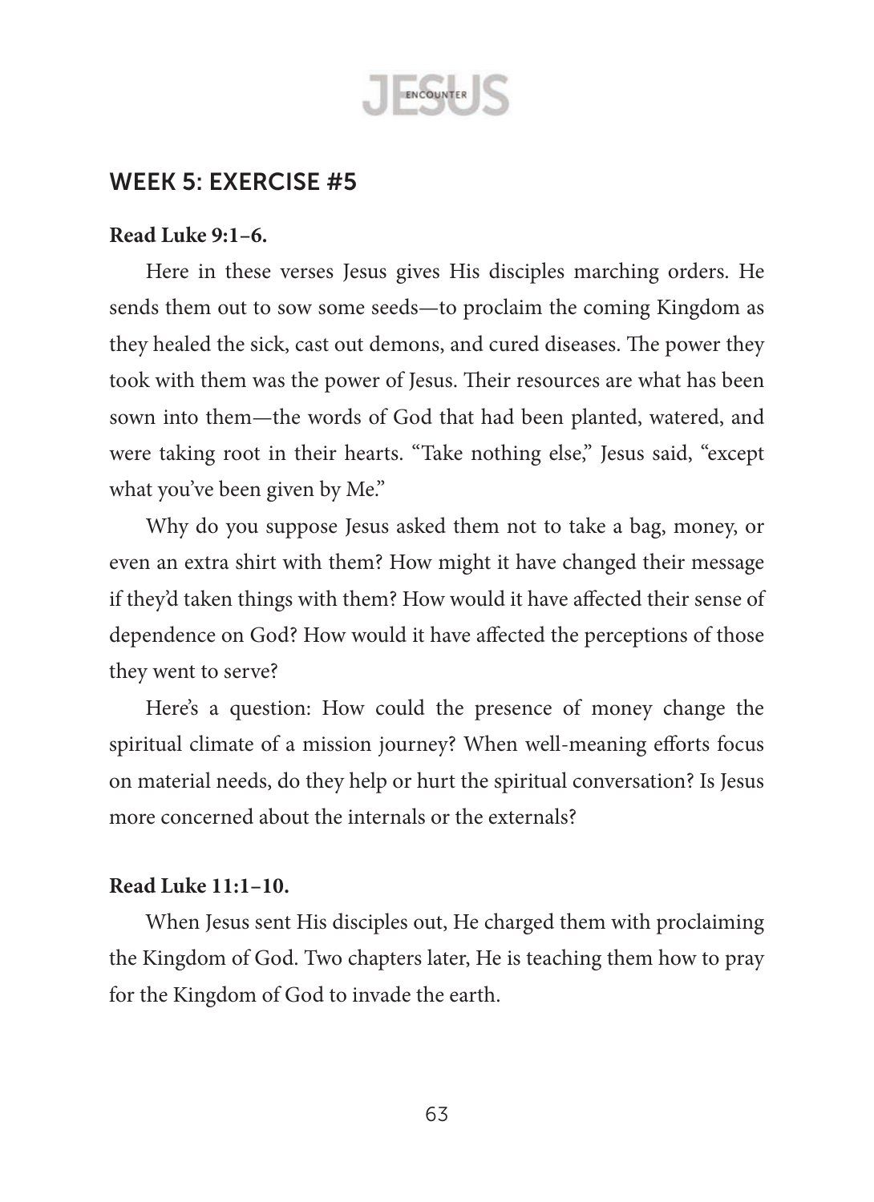## WEEK 5: EXERCISE #5

**Read Luke 9:1–6.**

Here in these verses Jesus gives His disciples marching orders. He sends them out to sow some seeds—to proclaim the coming Kingdom as they healed the sick, cast out demons, and cured diseases. The power they took with them was the power of Jesus. Their resources are what has been sown into them—the words of God that had been planted, watered, and were taking root in their hearts. "Take nothing else," Jesus said, "except what you've been given by Me."

Why do you suppose Jesus asked them not to take a bag, money, or even an extra shirt with them? How might it have changed their message if they'd taken things with them? How would it have affected their sense of dependence on God? How would it have affected the perceptions of those they went to serve?

Here's a question: How could the presence of money change the spiritual climate of a mission journey? When well-meaning efforts focus on material needs, do they help or hurt the spiritual conversation? Is Jesus more concerned about the internals or the externals?

**Read Luke 11:1–10.**

When Jesus sent His disciples out, He charged them with proclaiming the Kingdom of God. Two chapters later, He is teaching them how to pray for the Kingdom of God to invade the earth.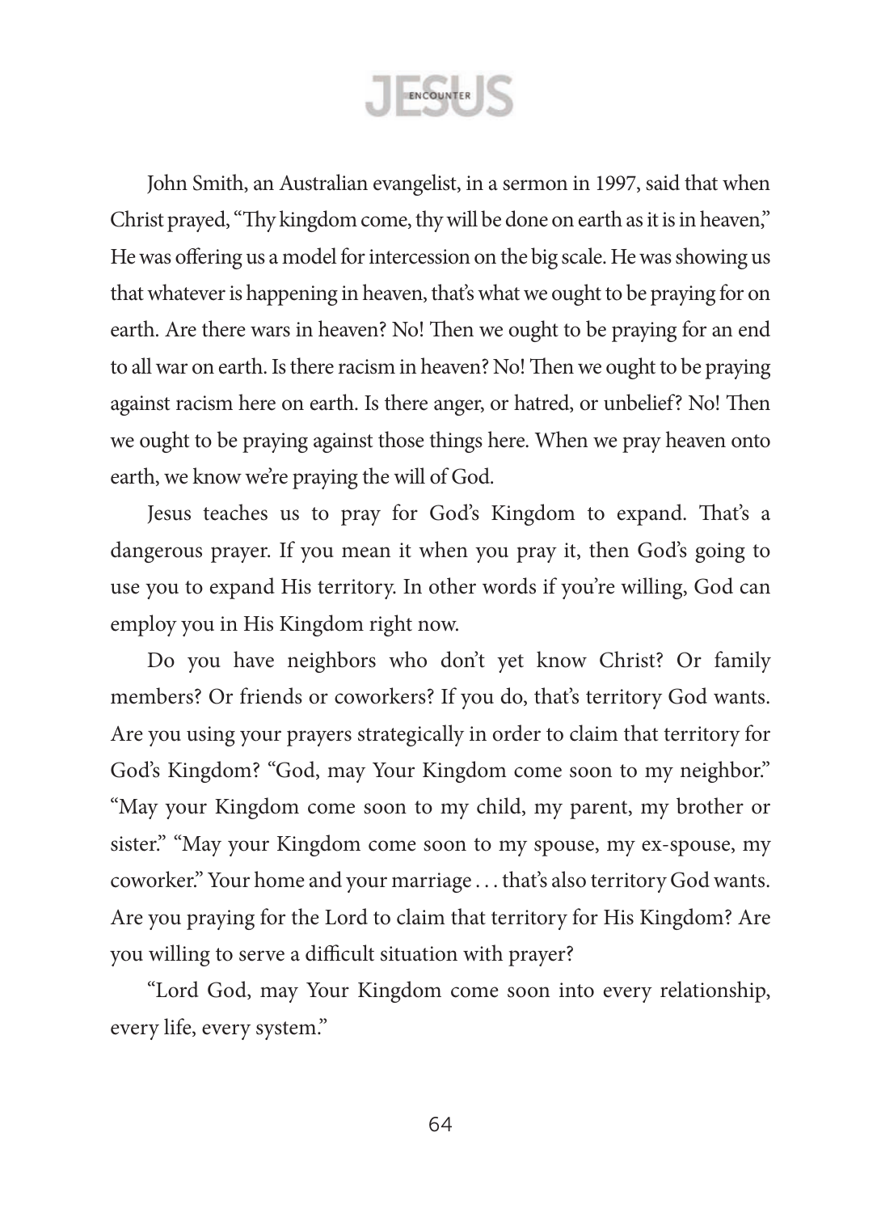John Smith, an Australian evangelist, in a sermon in 1997, said that when Christ prayed, "Thy kingdom come, thy will be done on earth as it is in heaven," He was offering us a model for intercession on the big scale. He was showing us that whatever is happening in heaven, that's what we ought to be praying for on earth. Are there wars in heaven? No! Then we ought to be praying for an end to all war on earth. Is there racism in heaven? No! Then we ought to be praying against racism here on earth. Is there anger, or hatred, or unbelief? No! Then we ought to be praying against those things here. When we pray heaven onto earth, we know we're praying the will of God.

Jesus teaches us to pray for God's Kingdom to expand. That's a dangerous prayer. If you mean it when you pray it, then God's going to use you to expand His territory. In other words if you're willing, God can employ you in His Kingdom right now.

Do you have neighbors who don't yet know Christ? Or family members? Or friends or coworkers? If you do, that's territory God wants. Are you using your prayers strategically in order to claim that territory for God's Kingdom? "God, may Your Kingdom come soon to my neighbor." "May your Kingdom come soon to my child, my parent, my brother or sister." "May your Kingdom come soon to my spouse, my ex-spouse, my coworker." Your home and your marriage . . . that's also territory God wants. Are you praying for the Lord to claim that territory for His Kingdom? Are you willing to serve a difficult situation with prayer?

"Lord God, may Your Kingdom come soon into every relationship, every life, every system."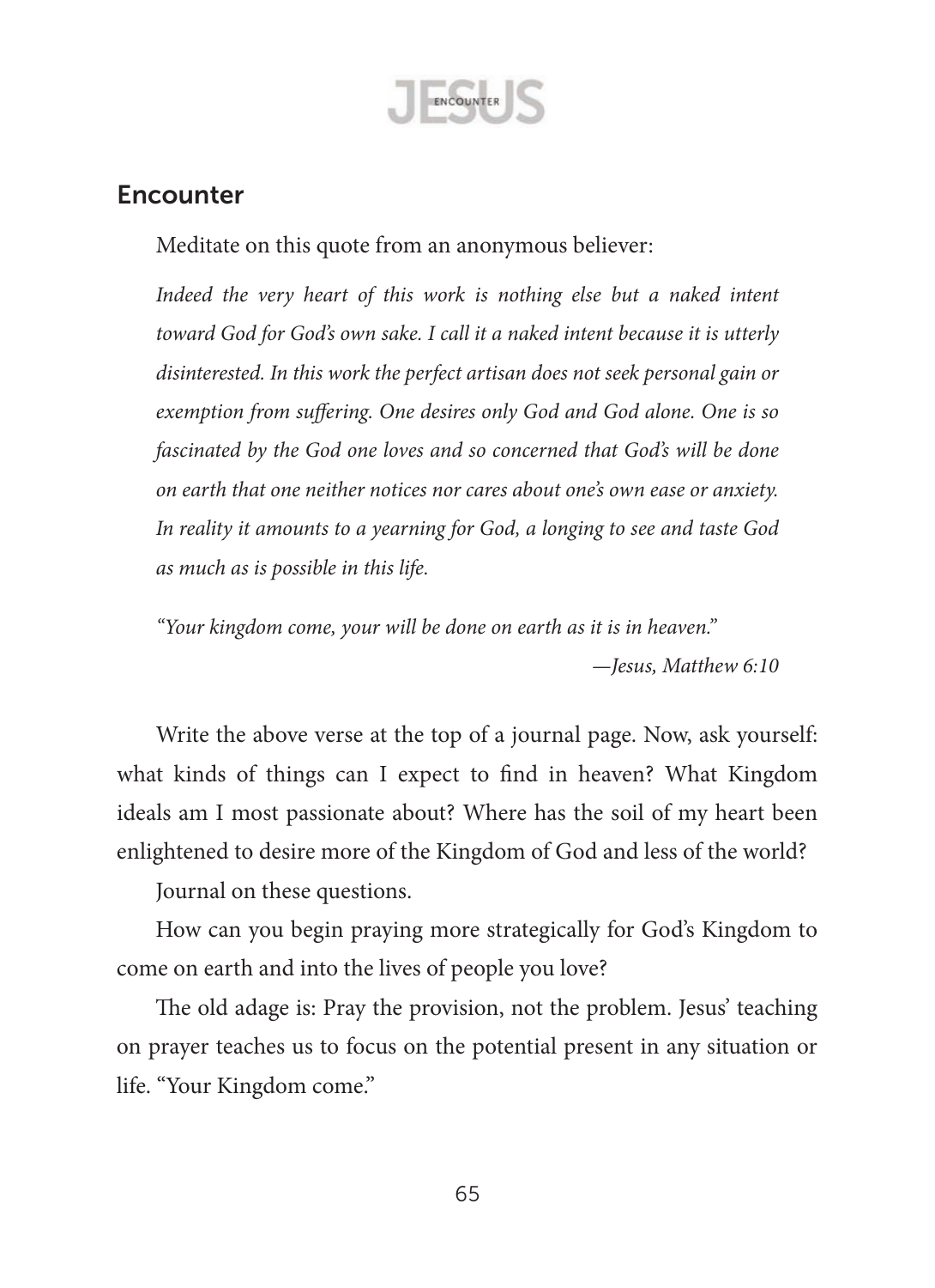## Encounter

Meditate on this quote from an anonymous believer:

*Indeed the very heart of this work is nothing else but a naked intent toward God for God's own sake. I call it a naked intent because it is utterly disinterested. In this work the perfect artisan does not seek personal gain or exemption from suffering. One desires only God and God alone. One is so fascinated by the God one loves and so concerned that God's will be done on earth that one neither notices nor cares about one's own ease or anxiety. In reality it amounts to a yearning for God, a longing to see and taste God as much as is possible in this life.*

*"Your kingdom come, your will be done on earth as it is in heaven."*

*—Jesus, Matthew 6:10*

Write the above verse at the top of a journal page. Now, ask yourself: what kinds of things can I expect to find in heaven? What Kingdom ideals am I most passionate about? Where has the soil of my heart been enlightened to desire more of the Kingdom of God and less of the world?

Journal on these questions.

How can you begin praying more strategically for God's Kingdom to come on earth and into the lives of people you love?

The old adage is: Pray the provision, not the problem. Jesus' teaching on prayer teaches us to focus on the potential present in any situation or life. "Your Kingdom come."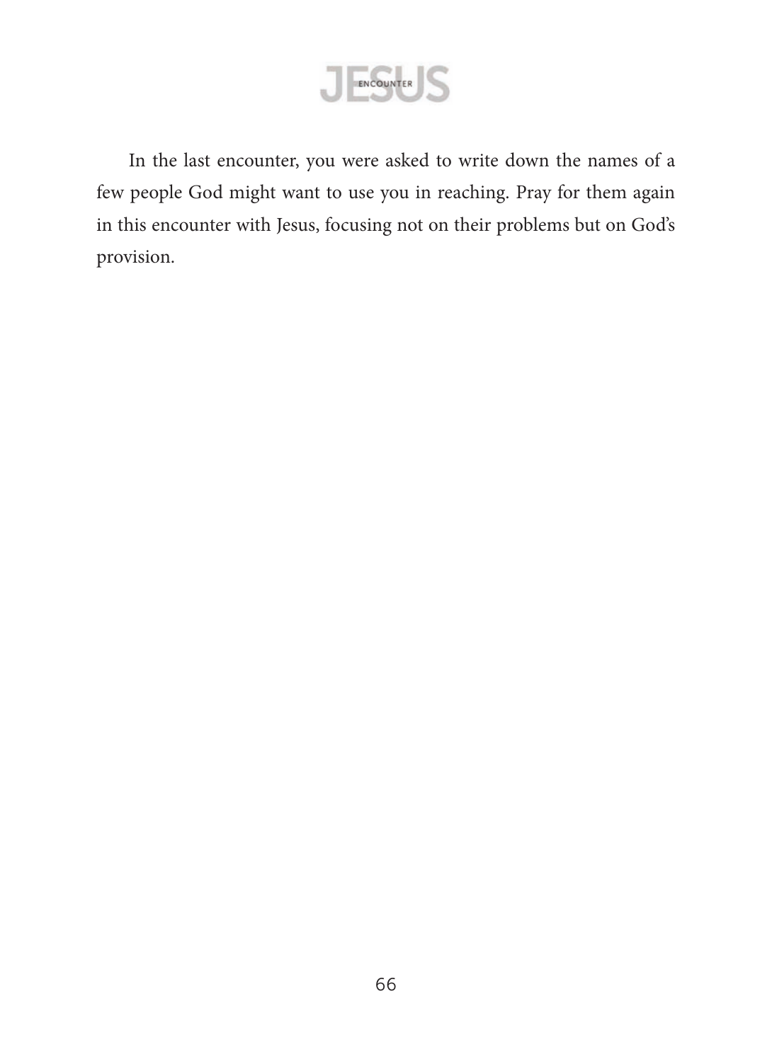In the last encounter, you were asked to write down the names of a few people God might want to use you in reaching. Pray for them again in this encounter with Jesus, focusing not on their problems but on God's provision.